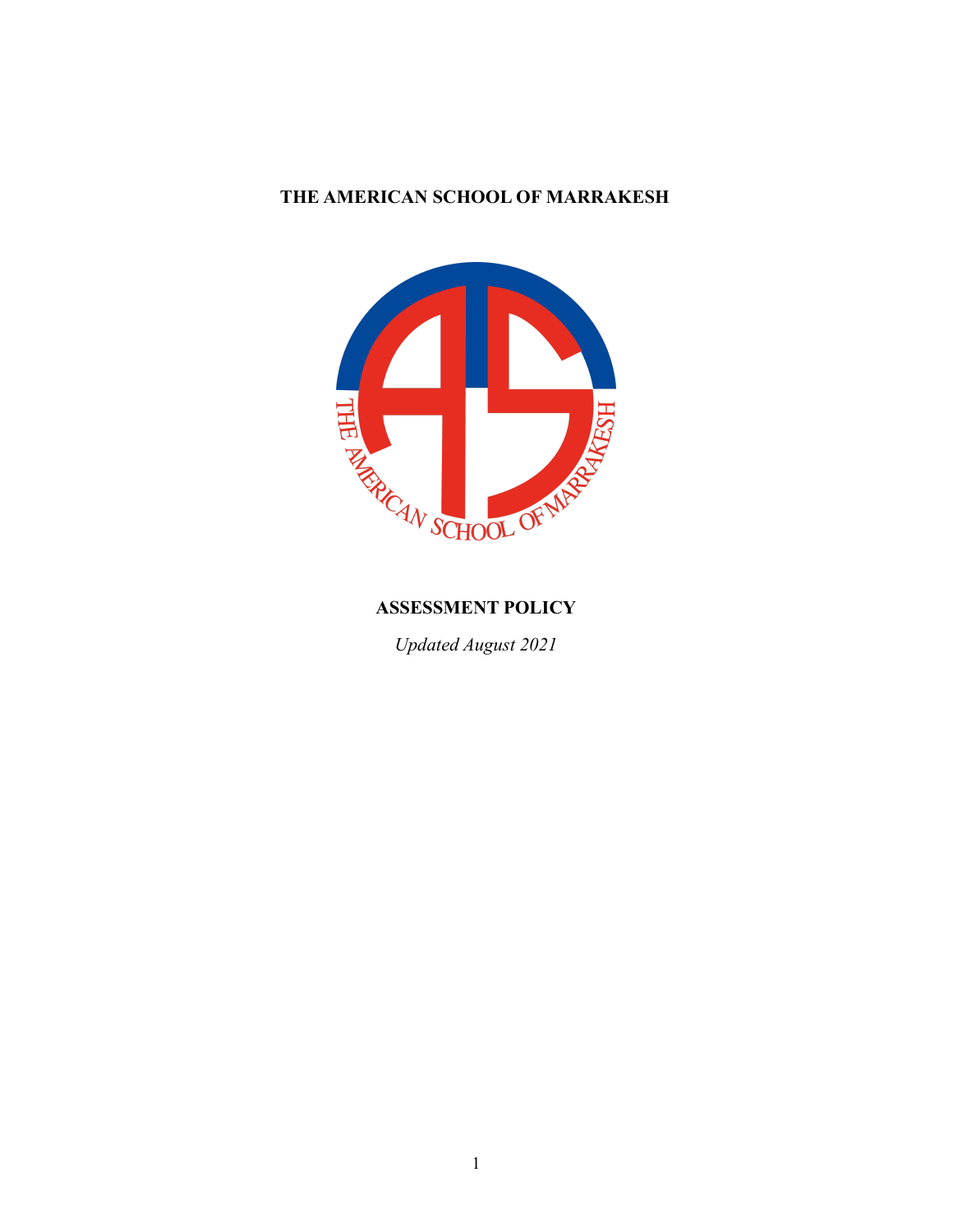**THE AMERICAN SCHOOL OF MARRAKESH**

**ASSESSMENT POLICY**

*Updated August 2021*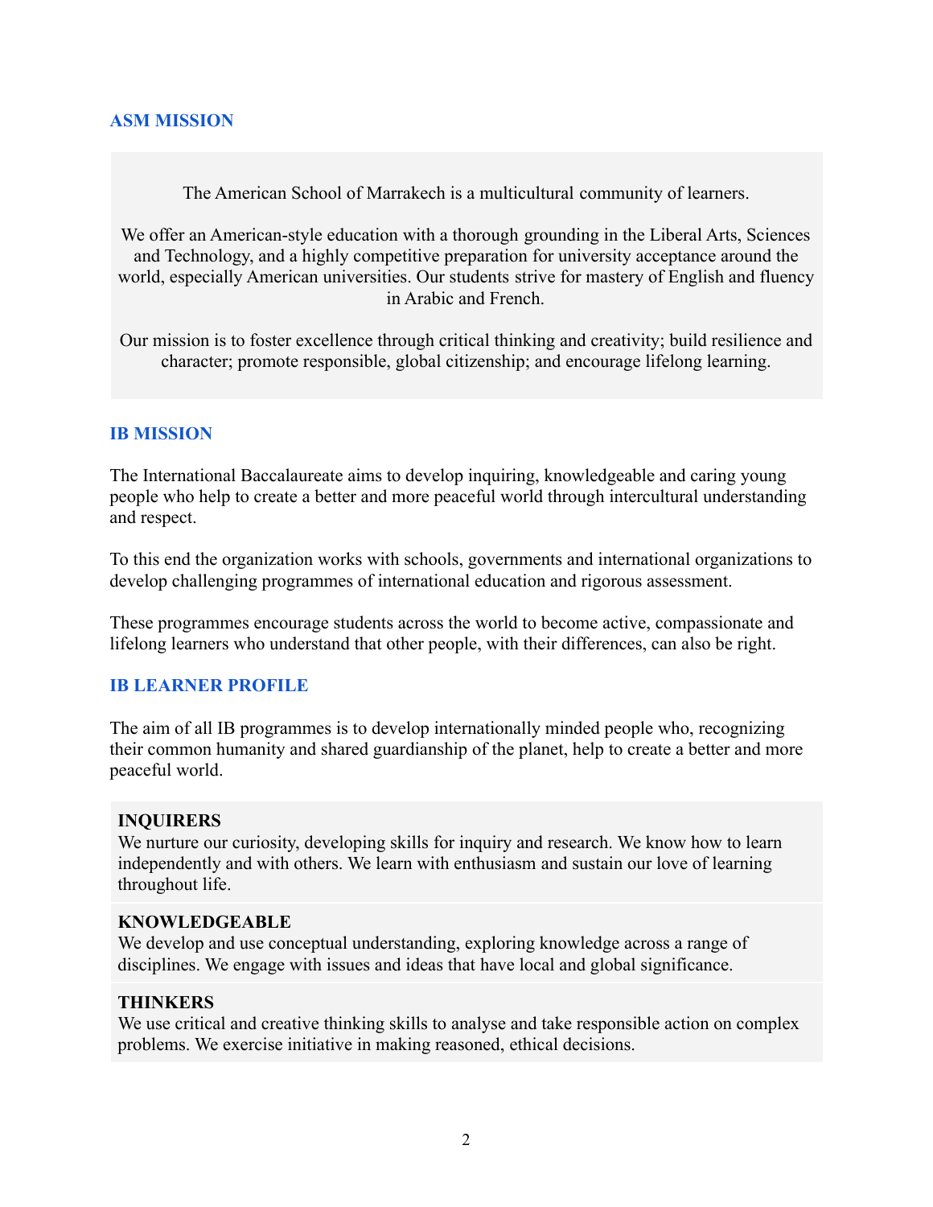## ASM MISSION

The American School of Marrakech is a multicultural community of learners.

We offer an American-style education with a thorough grounding in the Liberal Arts, Sciences and Technology, and a highly competitive preparation for university acceptance around the world, especially American universities. Our students strive for mastery of English and fluency in Arabic and French.

Our mission is to foster excellence through critical thinking and creativity; build resilience and character; promote responsible, global citizenship; and encourage lifelong learning.

## IB MISSION

The International Baccalaureate aims to develop inquiring, knowledgeable and caring young people who help to create a better and more peaceful world through intercultural understanding and respect.

To this end the organization works with schools, governments and international organizations to develop challenging programmes of international education and rigorous assessment.

These programmes encourage students across the world to become active, compassionate and lifelong learners who understand that other people, with their differences, can also be right.

## IB LEARNER PROFILE

The aim of all IB programmes is to develop internationally minded people who, recognizing their common humanity and shared guardianship of the planet, help to create a better and more peaceful world.

**INQUIRERS**
We nurture our curiosity, developing skills for inquiry and research. We know how to learn independently and with others. We learn with enthusiasm and sustain our love of learning throughout life.

**KNOWLEDGEABLE**
We develop and use conceptual understanding, exploring knowledge across a range of disciplines. We engage with issues and ideas that have local and global significance.

**THINKERS**
We use critical and creative thinking skills to analyse and take responsible action on complex problems. We exercise initiative in making reasoned, ethical decisions.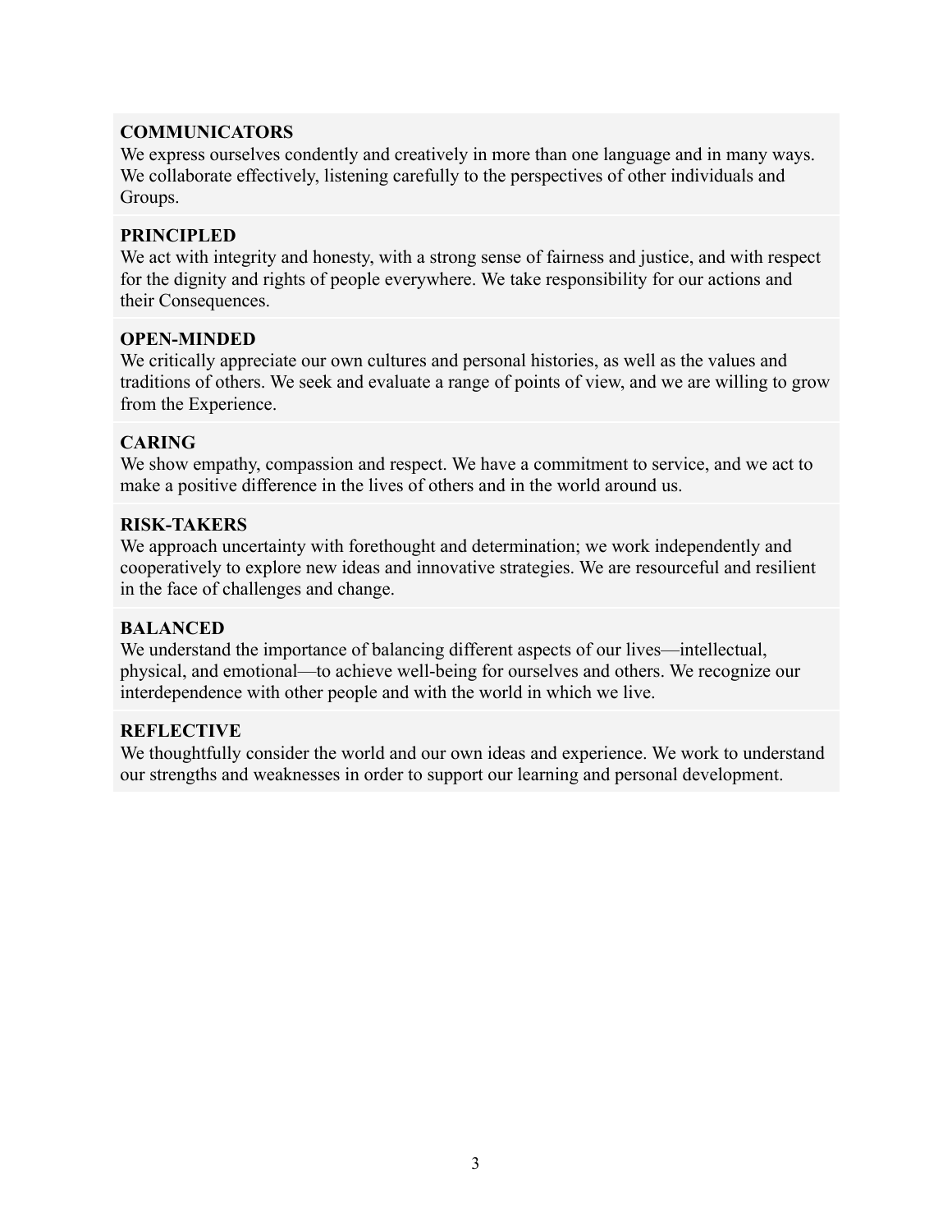**COMMUNICATORS**
We express ourselves condently and creatively in more than one language and in many ways. We collaborate effectively, listening carefully to the perspectives of other individuals and Groups.

**PRINCIPLED**
We act with integrity and honesty, with a strong sense of fairness and justice, and with respect for the dignity and rights of people everywhere. We take responsibility for our actions and their Consequences.

**OPEN-MINDED**
We critically appreciate our own cultures and personal histories, as well as the values and traditions of others. We seek and evaluate a range of points of view, and we are willing to grow from the Experience.

**CARING**
We show empathy, compassion and respect. We have a commitment to service, and we act to make a positive difference in the lives of others and in the world around us.

**RISK-TAKERS**
We approach uncertainty with forethought and determination; we work independently and cooperatively to explore new ideas and innovative strategies. We are resourceful and resilient in the face of challenges and change.

**BALANCED**
We understand the importance of balancing different aspects of our lives—intellectual, physical, and emotional—to achieve well-being for ourselves and others. We recognize our interdependence with other people and with the world in which we live.

**REFLECTIVE**
We thoughtfully consider the world and our own ideas and experience. We work to understand our strengths and weaknesses in order to support our learning and personal development.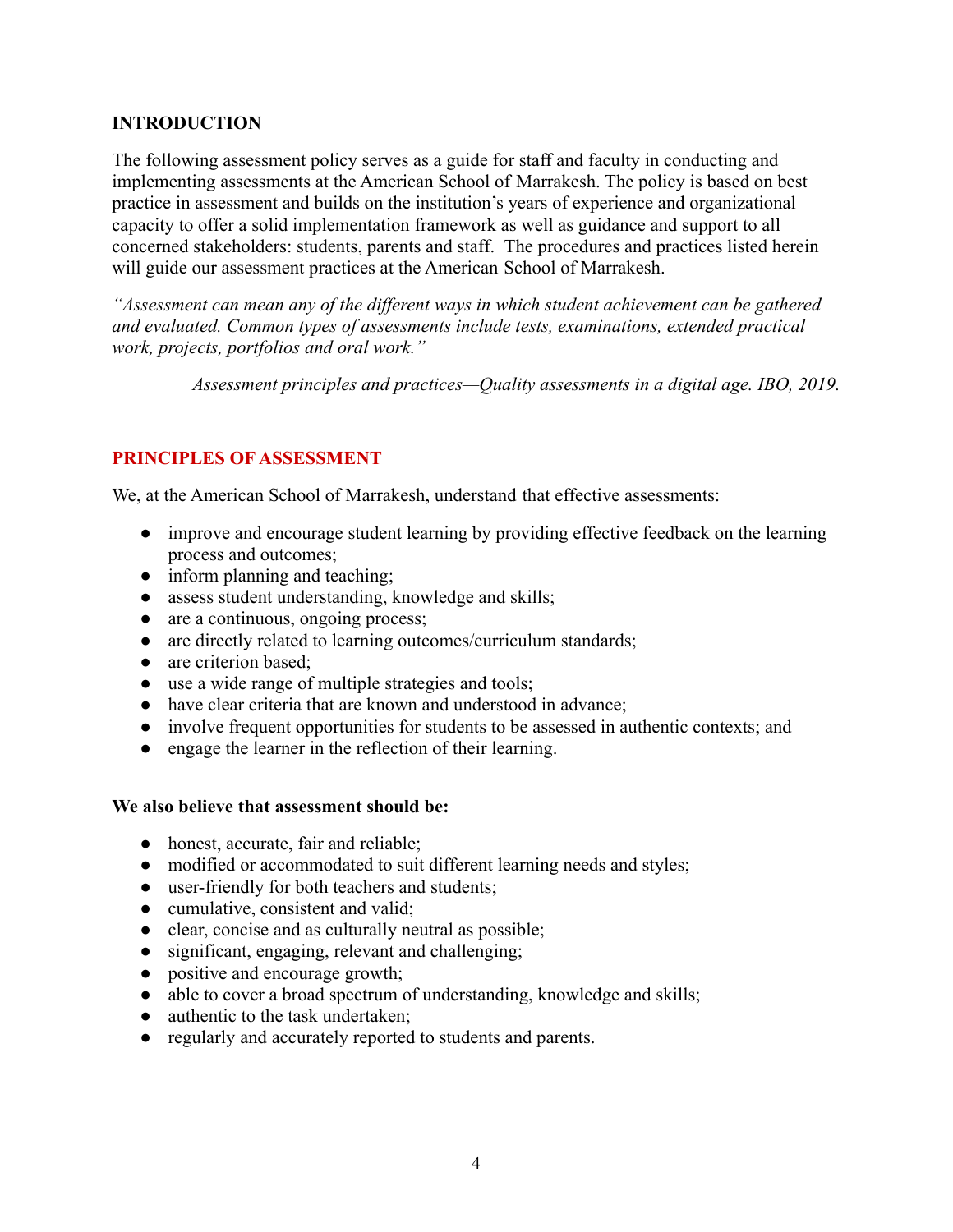## INTRODUCTION

The following assessment policy serves as a guide for staff and faculty in conducting and implementing assessments at the American School of Marrakesh. The policy is based on best practice in assessment and builds on the institution's years of experience and organizational capacity to offer a solid implementation framework as well as guidance and support to all concerned stakeholders: students, parents and staff. The procedures and practices listed herein will guide our assessment practices at the American School of Marrakesh.

*"Assessment can mean any of the different ways in which student achievement can be gathered and evaluated. Common types of assessments include tests, examinations, extended practical work, projects, portfolios and oral work."*

*Assessment principles and practices—Quality assessments in a digital age. IBO, 2019.*

## PRINCIPLES OF ASSESSMENT

We, at the American School of Marrakesh, understand that effective assessments:

- improve and encourage student learning by providing effective feedback on the learning process and outcomes;
- inform planning and teaching;
- assess student understanding, knowledge and skills;
- are a continuous, ongoing process;
- are directly related to learning outcomes/curriculum standards;
- are criterion based;
- use a wide range of multiple strategies and tools;
- have clear criteria that are known and understood in advance;
- involve frequent opportunities for students to be assessed in authentic contexts; and
- engage the learner in the reflection of their learning.

**We also believe that assessment should be:**

- honest, accurate, fair and reliable;
- modified or accommodated to suit different learning needs and styles;
- user-friendly for both teachers and students;
- cumulative, consistent and valid;
- clear, concise and as culturally neutral as possible;
- significant, engaging, relevant and challenging;
- positive and encourage growth;
- able to cover a broad spectrum of understanding, knowledge and skills;
- authentic to the task undertaken;
- regularly and accurately reported to students and parents.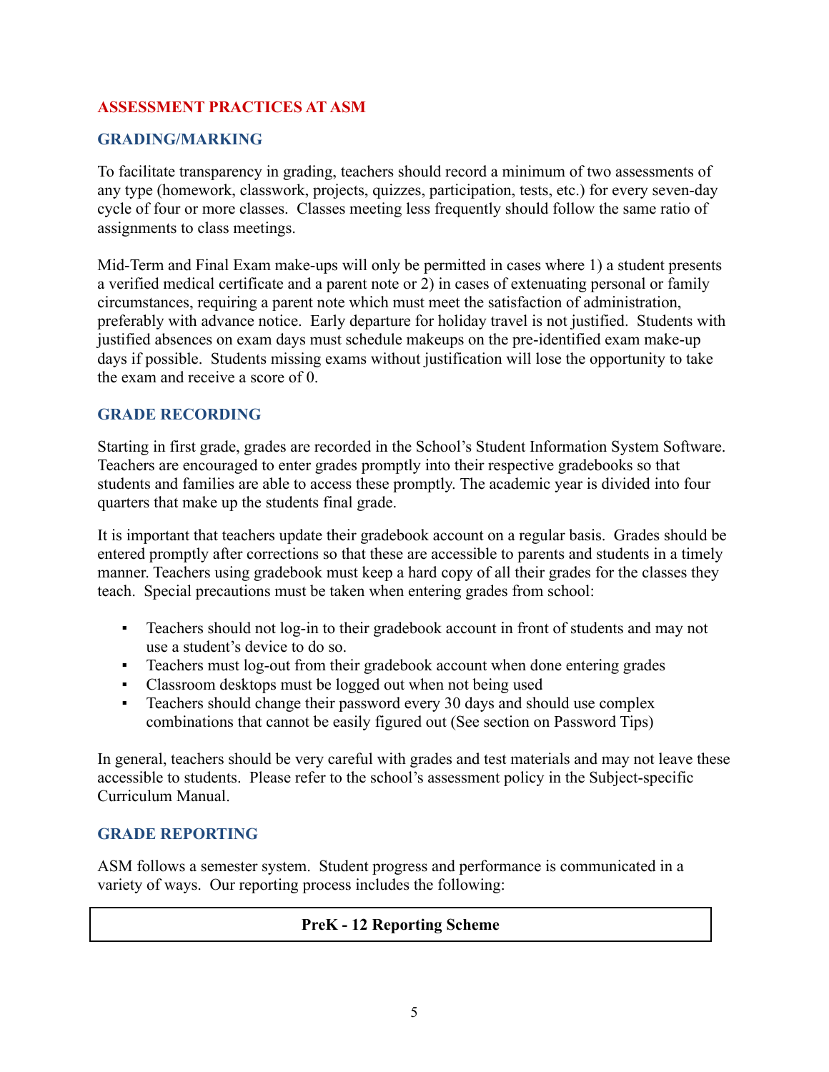## ASSESSMENT PRACTICES AT ASM

### GRADING/MARKING

To facilitate transparency in grading, teachers should record a minimum of two assessments of any type (homework, classwork, projects, quizzes, participation, tests, etc.) for every seven-day cycle of four or more classes. Classes meeting less frequently should follow the same ratio of assignments to class meetings.

Mid-Term and Final Exam make-ups will only be permitted in cases where 1) a student presents a verified medical certificate and a parent note or 2) in cases of extenuating personal or family circumstances, requiring a parent note which must meet the satisfaction of administration, preferably with advance notice. Early departure for holiday travel is not justified. Students with justified absences on exam days must schedule makeups on the pre-identified exam make-up days if possible. Students missing exams without justification will lose the opportunity to take the exam and receive a score of 0.

### GRADE RECORDING

Starting in first grade, grades are recorded in the School's Student Information System Software. Teachers are encouraged to enter grades promptly into their respective gradebooks so that students and families are able to access these promptly. The academic year is divided into four quarters that make up the students final grade.

It is important that teachers update their gradebook account on a regular basis. Grades should be entered promptly after corrections so that these are accessible to parents and students in a timely manner. Teachers using gradebook must keep a hard copy of all their grades for the classes they teach. Special precautions must be taken when entering grades from school:

- Teachers should not log-in to their gradebook account in front of students and may not use a student's device to do so.
- Teachers must log-out from their gradebook account when done entering grades
- Classroom desktops must be logged out when not being used
- Teachers should change their password every 30 days and should use complex combinations that cannot be easily figured out (See section on Password Tips)

In general, teachers should be very careful with grades and test materials and may not leave these accessible to students. Please refer to the school's assessment policy in the Subject-specific Curriculum Manual.

### GRADE REPORTING

ASM follows a semester system. Student progress and performance is communicated in a variety of ways. Our reporting process includes the following:

| PreK - 12 Reporting Scheme |
| --- |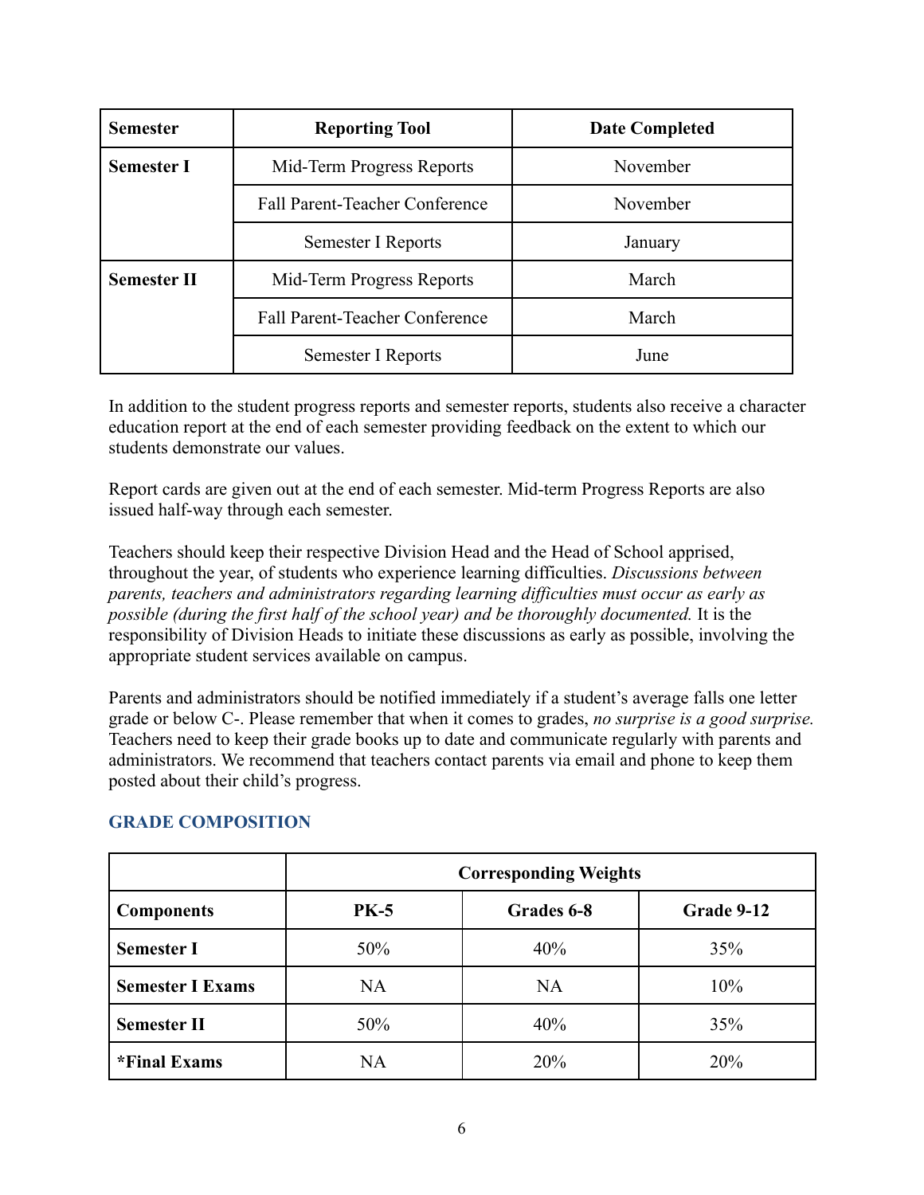| Semester | Reporting Tool | Date Completed |
|---|---|---|
| **Semester I** | Mid-Term Progress Reports | November |
| | Fall Parent-Teacher Conference | November |
| | Semester I Reports | January |
| **Semester II** | Mid-Term Progress Reports | March |
| | Fall Parent-Teacher Conference | March |
| | Semester I Reports | June |

In addition to the student progress reports and semester reports, students also receive a character education report at the end of each semester providing feedback on the extent to which our students demonstrate our values.

Report cards are given out at the end of each semester. Mid-term Progress Reports are also issued half-way through each semester.

Teachers should keep their respective Division Head and the Head of School apprised, throughout the year, of students who experience learning difficulties. *Discussions between parents, teachers and administrators regarding learning difficulties must occur as early as possible (during the first half of the school year) and be thoroughly documented.* It is the responsibility of Division Heads to initiate these discussions as early as possible, involving the appropriate student services available on campus.

Parents and administrators should be notified immediately if a student's average falls one letter grade or below C-. Please remember that when it comes to grades, *no surprise is a good surprise.* Teachers need to keep their grade books up to date and communicate regularly with parents and administrators. We recommend that teachers contact parents via email and phone to keep them posted about their child's progress.

## GRADE COMPOSITION

| | Corresponding Weights | | |
|---|---|---|---|
| **Components** | **PK-5** | **Grades 6-8** | **Grade 9-12** |
| **Semester I** | 50% | 40% | 35% |
| **Semester I Exams** | NA | NA | 10% |
| **Semester II** | 50% | 40% | 35% |
| ***Final Exams** | NA | 20% | 20% |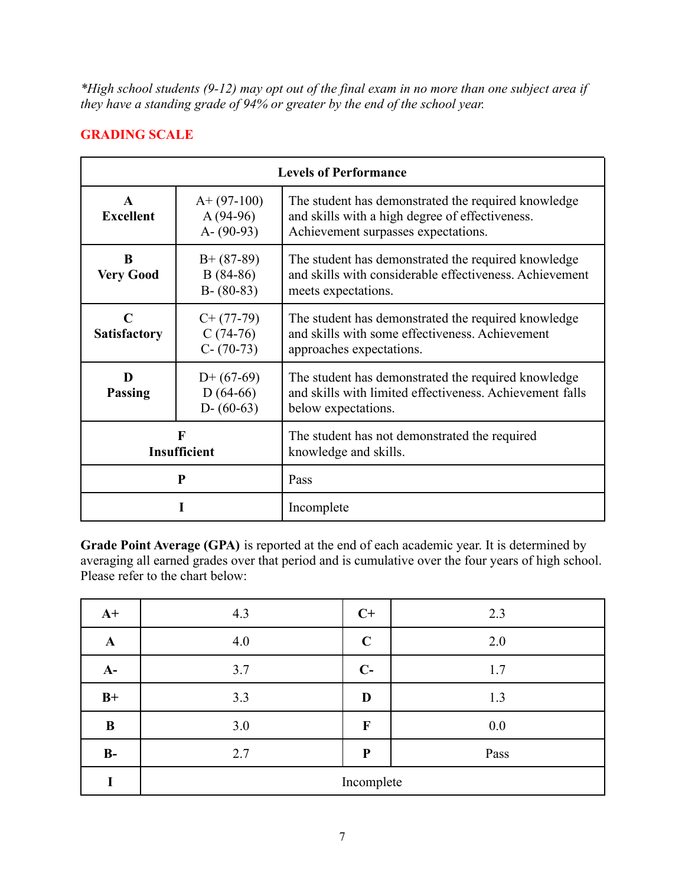*\*High school students (9-12) may opt out of the final exam in no more than one subject area if they have a standing grade of 94% or greater by the end of the school year.*

## GRADING SCALE

| Levels of Performance | | |
|---|---|---|
| **A**<br>**Excellent** | A+ (97-100)<br>A (94-96)<br>A- (90-93) | The student has demonstrated the required knowledge and skills with a high degree of effectiveness. Achievement surpasses expectations. |
| **B**<br>**Very Good** | B+ (87-89)<br>B (84-86)<br>B- (80-83) | The student has demonstrated the required knowledge and skills with considerable effectiveness. Achievement meets expectations. |
| **C**<br>**Satisfactory** | C+ (77-79)<br>C (74-76)<br>C- (70-73) | The student has demonstrated the required knowledge and skills with some effectiveness. Achievement approaches expectations. |
| **D**<br>**Passing** | D+ (67-69)<br>D (64-66)<br>D- (60-63) | The student has demonstrated the required knowledge and skills with limited effectiveness. Achievement falls below expectations. |
| **F**<br>**Insufficient** | | The student has not demonstrated the required knowledge and skills. |
| **P** | | Pass |
| **I** | | Incomplete |

**Grade Point Average (GPA)** is reported at the end of each academic year. It is determined by averaging all earned grades over that period and is cumulative over the four years of high school. Please refer to the chart below:

| | | | |
|---|---|---|---|
| **A+** | 4.3 | **C+** | 2.3 |
| **A** | 4.0 | **C** | 2.0 |
| **A-** | 3.7 | **C-** | 1.7 |
| **B+** | 3.3 | **D** | 1.3 |
| **B** | 3.0 | **F** | 0.0 |
| **B-** | 2.7 | **P** | Pass |
| **I** | Incomplete | | |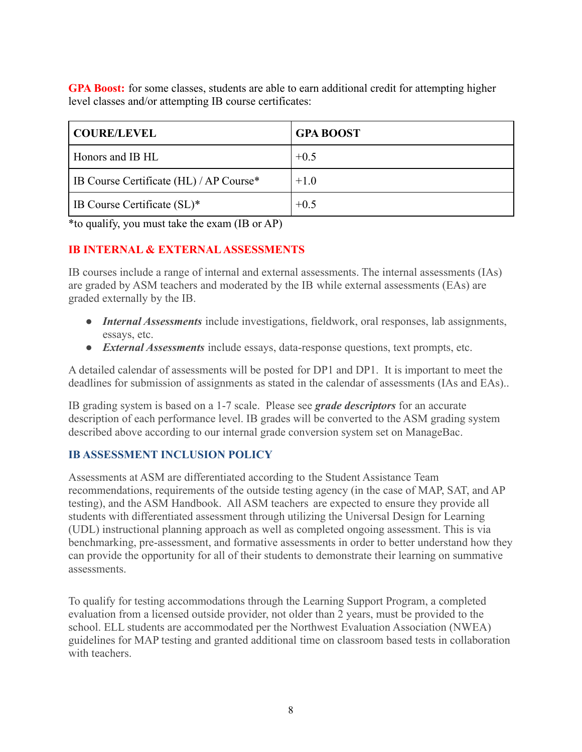**GPA Boost:** for some classes, students are able to earn additional credit for attempting higher level classes and/or attempting IB course certificates:

| COURE/LEVEL | GPA BOOST |
|---|---|
| Honors and IB HL | +0.5 |
| IB Course Certificate (HL) / AP Course* | +1.0 |
| IB Course Certificate (SL)* | +0.5 |

*to qualify, you must take the exam (IB or AP)

## IB INTERNAL & EXTERNAL ASSESSMENTS

IB courses include a range of internal and external assessments. The internal assessments (IAs) are graded by ASM teachers and moderated by the IB while external assessments (EAs) are graded externally by the IB.

- ***Internal Assessments*** include investigations, fieldwork, oral responses, lab assignments, essays, etc.
- ***External Assessments*** include essays, data-response questions, text prompts, etc.

A detailed calendar of assessments will be posted for DP1 and DP1. It is important to meet the deadlines for submission of assignments as stated in the calendar of assessments (IAs and EAs)..

IB grading system is based on a 1-7 scale. Please see ***grade descriptors*** for an accurate description of each performance level. IB grades will be converted to the ASM grading system described above according to our internal grade conversion system set on ManageBac.

## IB ASSESSMENT INCLUSION POLICY

Assessments at ASM are differentiated according to the Student Assistance Team recommendations, requirements of the outside testing agency (in the case of MAP, SAT, and AP testing), and the ASM Handbook. All ASM teachers are expected to ensure they provide all students with differentiated assessment through utilizing the Universal Design for Learning (UDL) instructional planning approach as well as completed ongoing assessment. This is via benchmarking, pre-assessment, and formative assessments in order to better understand how they can provide the opportunity for all of their students to demonstrate their learning on summative assessments.

To qualify for testing accommodations through the Learning Support Program, a completed evaluation from a licensed outside provider, not older than 2 years, must be provided to the school. ELL students are accommodated per the Northwest Evaluation Association (NWEA) guidelines for MAP testing and granted additional time on classroom based tests in collaboration with teachers.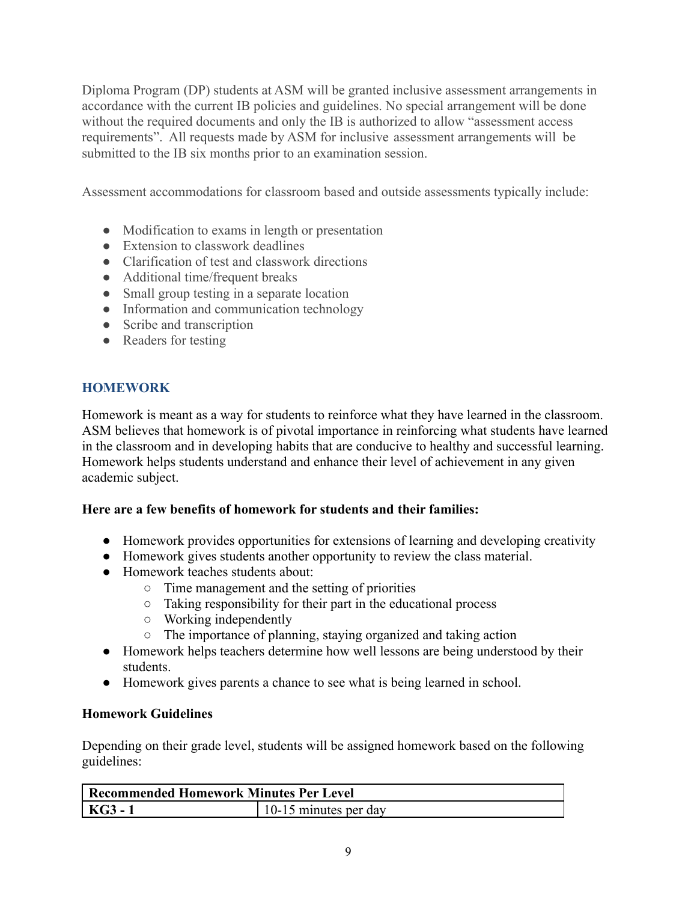Diploma Program (DP) students at ASM will be granted inclusive assessment arrangements in accordance with the current IB policies and guidelines. No special arrangement will be done without the required documents and only the IB is authorized to allow "assessment access requirements". All requests made by ASM for inclusive assessment arrangements will be submitted to the IB six months prior to an examination session.

Assessment accommodations for classroom based and outside assessments typically include:

- Modification to exams in length or presentation
- Extension to classwork deadlines
- Clarification of test and classwork directions
- Additional time/frequent breaks
- Small group testing in a separate location
- Information and communication technology
- Scribe and transcription
- Readers for testing

## HOMEWORK

Homework is meant as a way for students to reinforce what they have learned in the classroom. ASM believes that homework is of pivotal importance in reinforcing what students have learned in the classroom and in developing habits that are conducive to healthy and successful learning. Homework helps students understand and enhance their level of achievement in any given academic subject.

**Here are a few benefits of homework for students and their families:**

- Homework provides opportunities for extensions of learning and developing creativity
- Homework gives students another opportunity to review the class material.
- Homework teaches students about:
    - Time management and the setting of priorities
    - Taking responsibility for their part in the educational process
    - Working independently
    - The importance of planning, staying organized and taking action
- Homework helps teachers determine how well lessons are being understood by their students.
- Homework gives parents a chance to see what is being learned in school.

**Homework Guidelines**

Depending on their grade level, students will be assigned homework based on the following guidelines:

| **Recommended Homework Minutes Per Level** | |
|---|---|
| **KG3 - 1** | 10-15 minutes per day |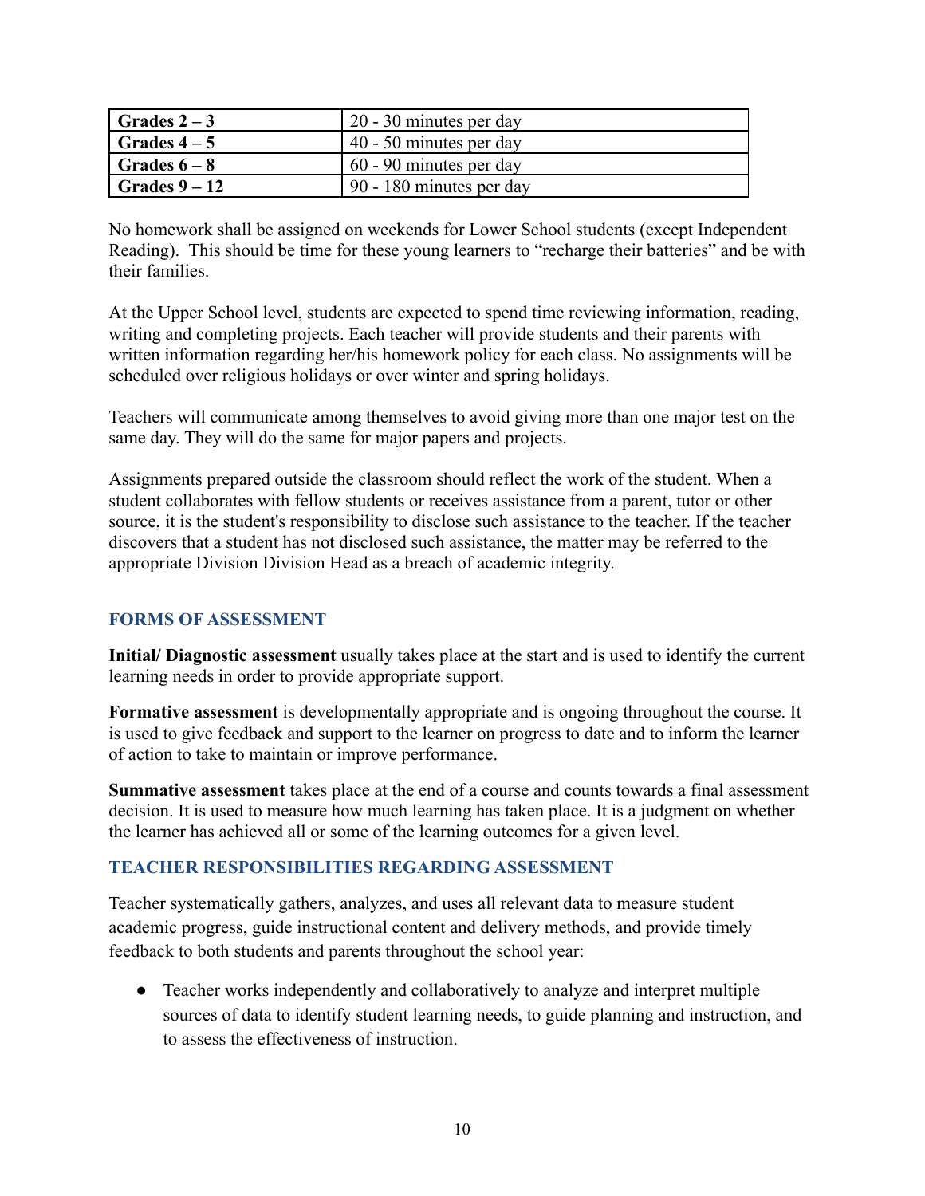| Grades 2 – 3 | 20 - 30 minutes per day |
|---|---|
| Grades 4 – 5 | 40 - 50 minutes per day |
| Grades 6 – 8 | 60 - 90 minutes per day |
| Grades 9 – 12 | 90 - 180 minutes per day |

No homework shall be assigned on weekends for Lower School students (except Independent Reading). This should be time for these young learners to "recharge their batteries" and be with their families.

At the Upper School level, students are expected to spend time reviewing information, reading, writing and completing projects. Each teacher will provide students and their parents with written information regarding her/his homework policy for each class. No assignments will be scheduled over religious holidays or over winter and spring holidays.

Teachers will communicate among themselves to avoid giving more than one major test on the same day. They will do the same for major papers and projects.

Assignments prepared outside the classroom should reflect the work of the student. When a student collaborates with fellow students or receives assistance from a parent, tutor or other source, it is the student's responsibility to disclose such assistance to the teacher. If the teacher discovers that a student has not disclosed such assistance, the matter may be referred to the appropriate Division Division Head as a breach of academic integrity.

## FORMS OF ASSESSMENT

**Initial/ Diagnostic assessment** usually takes place at the start and is used to identify the current learning needs in order to provide appropriate support.

**Formative assessment** is developmentally appropriate and is ongoing throughout the course. It is used to give feedback and support to the learner on progress to date and to inform the learner of action to take to maintain or improve performance.

**Summative assessment** takes place at the end of a course and counts towards a final assessment decision. It is used to measure how much learning has taken place. It is a judgment on whether the learner has achieved all or some of the learning outcomes for a given level.

## TEACHER RESPONSIBILITIES REGARDING ASSESSMENT

Teacher systematically gathers, analyzes, and uses all relevant data to measure student academic progress, guide instructional content and delivery methods, and provide timely feedback to both students and parents throughout the school year:

- Teacher works independently and collaboratively to analyze and interpret multiple sources of data to identify student learning needs, to guide planning and instruction, and to assess the effectiveness of instruction.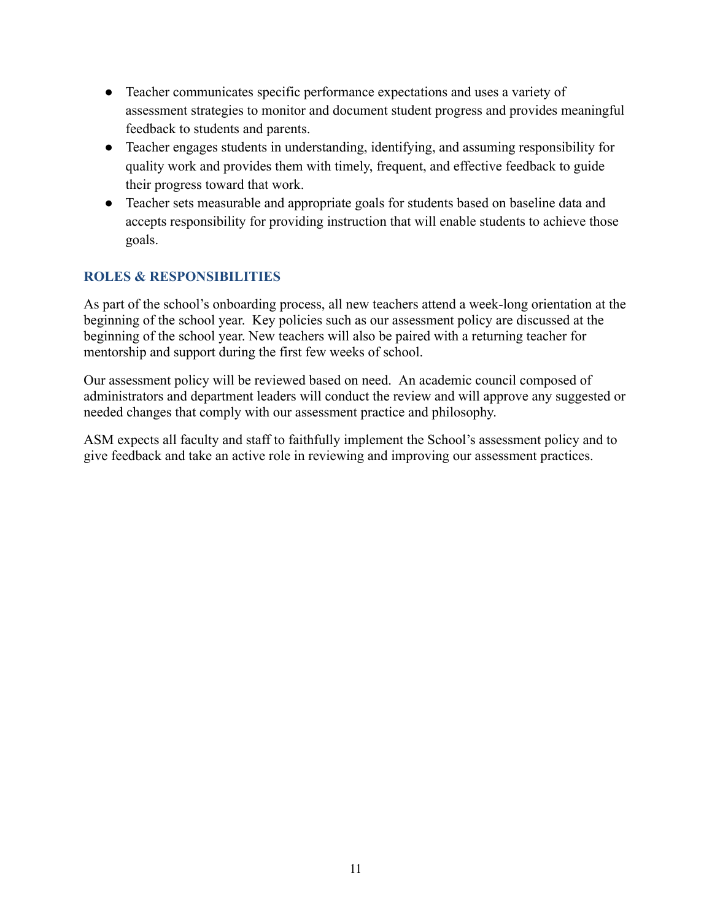- Teacher communicates specific performance expectations and uses a variety of assessment strategies to monitor and document student progress and provides meaningful feedback to students and parents.
- Teacher engages students in understanding, identifying, and assuming responsibility for quality work and provides them with timely, frequent, and effective feedback to guide their progress toward that work.
- Teacher sets measurable and appropriate goals for students based on baseline data and accepts responsibility for providing instruction that will enable students to achieve those goals.

## ROLES & RESPONSIBILITIES

As part of the school's onboarding process, all new teachers attend a week-long orientation at the beginning of the school year. Key policies such as our assessment policy are discussed at the beginning of the school year. New teachers will also be paired with a returning teacher for mentorship and support during the first few weeks of school.

Our assessment policy will be reviewed based on need. An academic council composed of administrators and department leaders will conduct the review and will approve any suggested or needed changes that comply with our assessment practice and philosophy.

ASM expects all faculty and staff to faithfully implement the School's assessment policy and to give feedback and take an active role in reviewing and improving our assessment practices.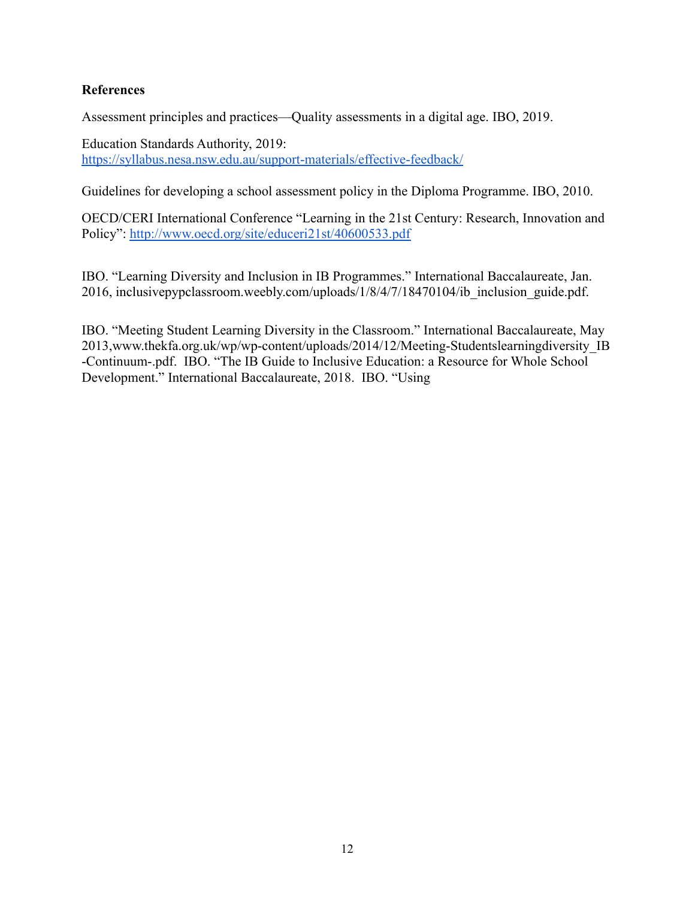**References**

Assessment principles and practices—Quality assessments in a digital age. IBO, 2019.

Education Standards Authority, 2019: https://syllabus.nesa.nsw.edu.au/support-materials/effective-feedback/

Guidelines for developing a school assessment policy in the Diploma Programme. IBO, 2010.

OECD/CERI International Conference "Learning in the 21st Century: Research, Innovation and Policy": http://www.oecd.org/site/educeri21st/40600533.pdf

IBO. "Learning Diversity and Inclusion in IB Programmes." International Baccalaureate, Jan. 2016, inclusivepypclassroom.weebly.com/uploads/1/8/4/7/18470104/ib_inclusion_guide.pdf.

IBO. "Meeting Student Learning Diversity in the Classroom." International Baccalaureate, May 2013,www.thekfa.org.uk/wp/wp-content/uploads/2014/12/Meeting-Studentslearningdiversity_IB-Continuum-.pdf. IBO. "The IB Guide to Inclusive Education: a Resource for Whole School Development." International Baccalaureate, 2018. IBO. "Using